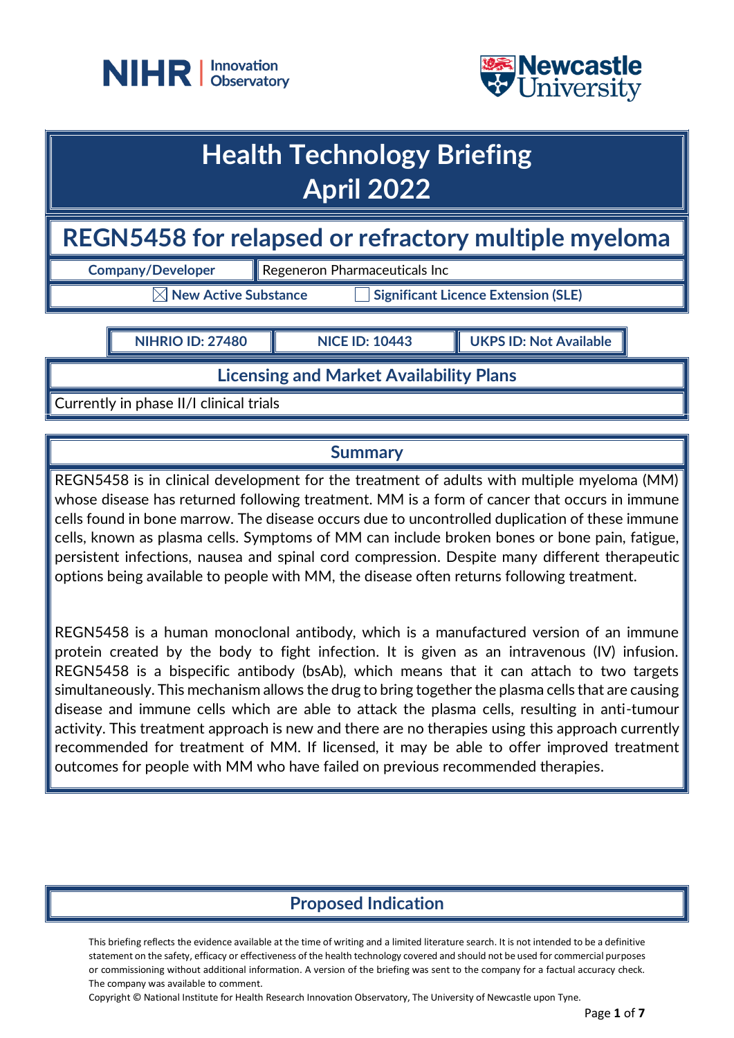# Health Technology Briefing
# April 2022

## REGN5458 for relapsed or refractory multiple myeloma

| Company/Developer | Regeneron Pharmaceuticals Inc |
|---|---|

☒ New Active Substance ☐ Significant Licence Extension (SLE)

| NIHRIO ID: 27480 | NICE ID: 10443 | UKPS ID: Not Available |
|---|---|---|

### Licensing and Market Availability Plans

Currently in phase II/I clinical trials

### Summary

REGN5458 is in clinical development for the treatment of adults with multiple myeloma (MM) whose disease has returned following treatment. MM is a form of cancer that occurs in immune cells found in bone marrow. The disease occurs due to uncontrolled duplication of these immune cells, known as plasma cells. Symptoms of MM can include broken bones or bone pain, fatigue, persistent infections, nausea and spinal cord compression. Despite many different therapeutic options being available to people with MM, the disease often returns following treatment.

REGN5458 is a human monoclonal antibody, which is a manufactured version of an immune protein created by the body to fight infection. It is given as an intravenous (IV) infusion. REGN5458 is a bispecific antibody (bsAb), which means that it can attach to two targets simultaneously. This mechanism allows the drug to bring together the plasma cells that are causing disease and immune cells which are able to attack the plasma cells, resulting in anti-tumour activity. This treatment approach is new and there are no therapies using this approach currently recommended for treatment of MM. If licensed, it may be able to offer improved treatment outcomes for people with MM who have failed on previous recommended therapies.

### Proposed Indication

This briefing reflects the evidence available at the time of writing and a limited literature search. It is not intended to be a definitive statement on the safety, efficacy or effectiveness of the health technology covered and should not be used for commercial purposes or commissioning without additional information. A version of the briefing was sent to the company for a factual accuracy check. The company was available to comment.

Copyright © National Institute for Health Research Innovation Observatory, The University of Newcastle upon Tyne.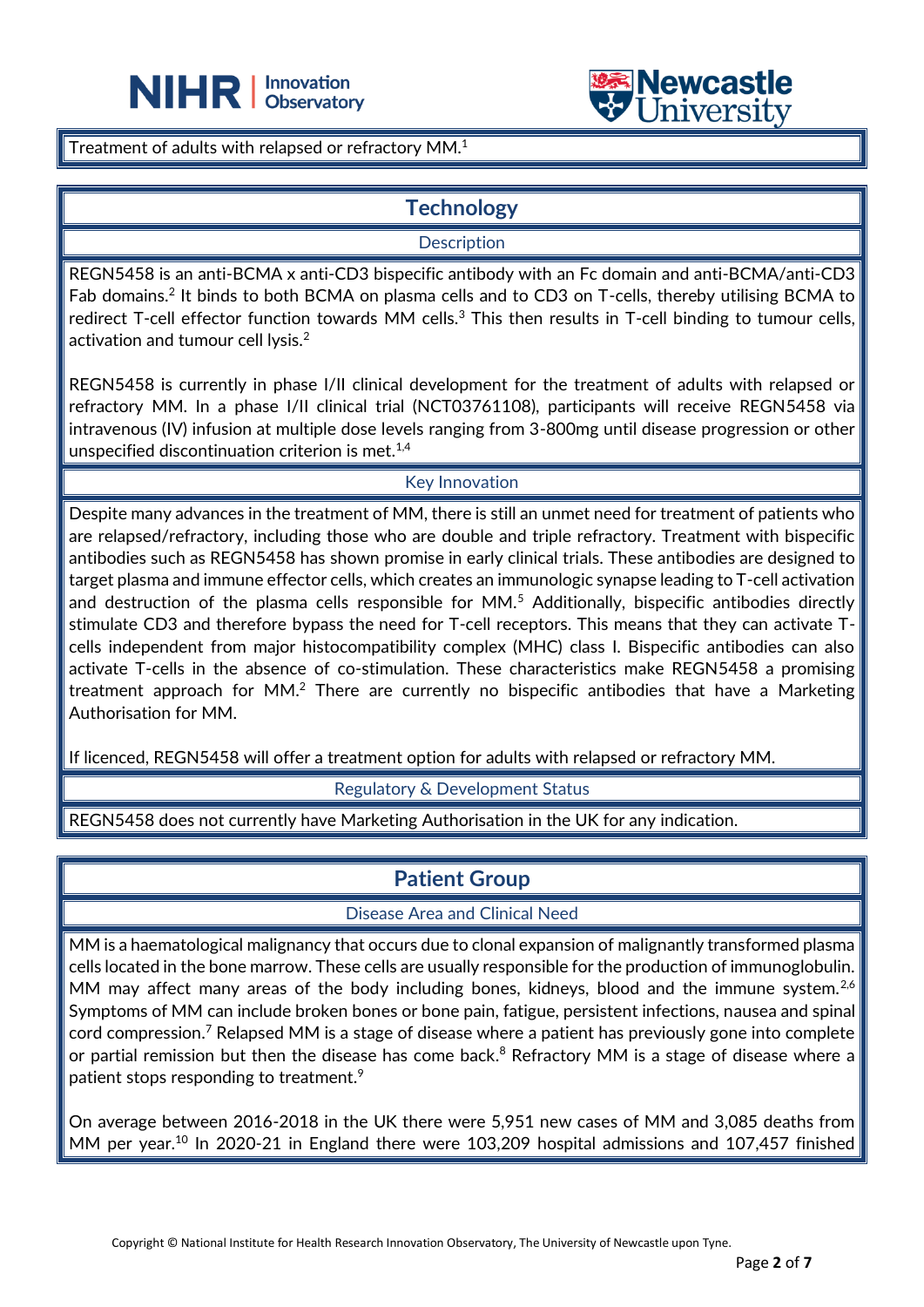Treatment of adults with relapsed or refractory MM.[1]

## Technology

### Description

REGN5458 is an anti-BCMA x anti-CD3 bispecific antibody with an Fc domain and anti-BCMA/anti-CD3 Fab domains.[2] It binds to both BCMA on plasma cells and to CD3 on T-cells, thereby utilising BCMA to redirect T-cell effector function towards MM cells.[3] This then results in T-cell binding to tumour cells, activation and tumour cell lysis.[2]

REGN5458 is currently in phase I/II clinical development for the treatment of adults with relapsed or refractory MM. In a phase I/II clinical trial (NCT03761108), participants will receive REGN5458 via intravenous (IV) infusion at multiple dose levels ranging from 3-800mg until disease progression or other unspecified discontinuation criterion is met.[1,4]

### Key Innovation

Despite many advances in the treatment of MM, there is still an unmet need for treatment of patients who are relapsed/refractory, including those who are double and triple refractory. Treatment with bispecific antibodies such as REGN5458 has shown promise in early clinical trials. These antibodies are designed to target plasma and immune effector cells, which creates an immunologic synapse leading to T-cell activation and destruction of the plasma cells responsible for MM.[5] Additionally, bispecific antibodies directly stimulate CD3 and therefore bypass the need for T-cell receptors. This means that they can activate T-cells independent from major histocompatibility complex (MHC) class I. Bispecific antibodies can also activate T-cells in the absence of co-stimulation. These characteristics make REGN5458 a promising treatment approach for MM.[2] There are currently no bispecific antibodies that have a Marketing Authorisation for MM.

If licenced, REGN5458 will offer a treatment option for adults with relapsed or refractory MM.

### Regulatory & Development Status

REGN5458 does not currently have Marketing Authorisation in the UK for any indication.

## Patient Group

### Disease Area and Clinical Need

MM is a haematological malignancy that occurs due to clonal expansion of malignantly transformed plasma cells located in the bone marrow. These cells are usually responsible for the production of immunoglobulin. MM may affect many areas of the body including bones, kidneys, blood and the immune system.[2,6] Symptoms of MM can include broken bones or bone pain, fatigue, persistent infections, nausea and spinal cord compression.[7] Relapsed MM is a stage of disease where a patient has previously gone into complete or partial remission but then the disease has come back.[8] Refractory MM is a stage of disease where a patient stops responding to treatment.[9]

On average between 2016-2018 in the UK there were 5,951 new cases of MM and 3,085 deaths from MM per year.[10] In 2020-21 in England there were 103,209 hospital admissions and 107,457 finished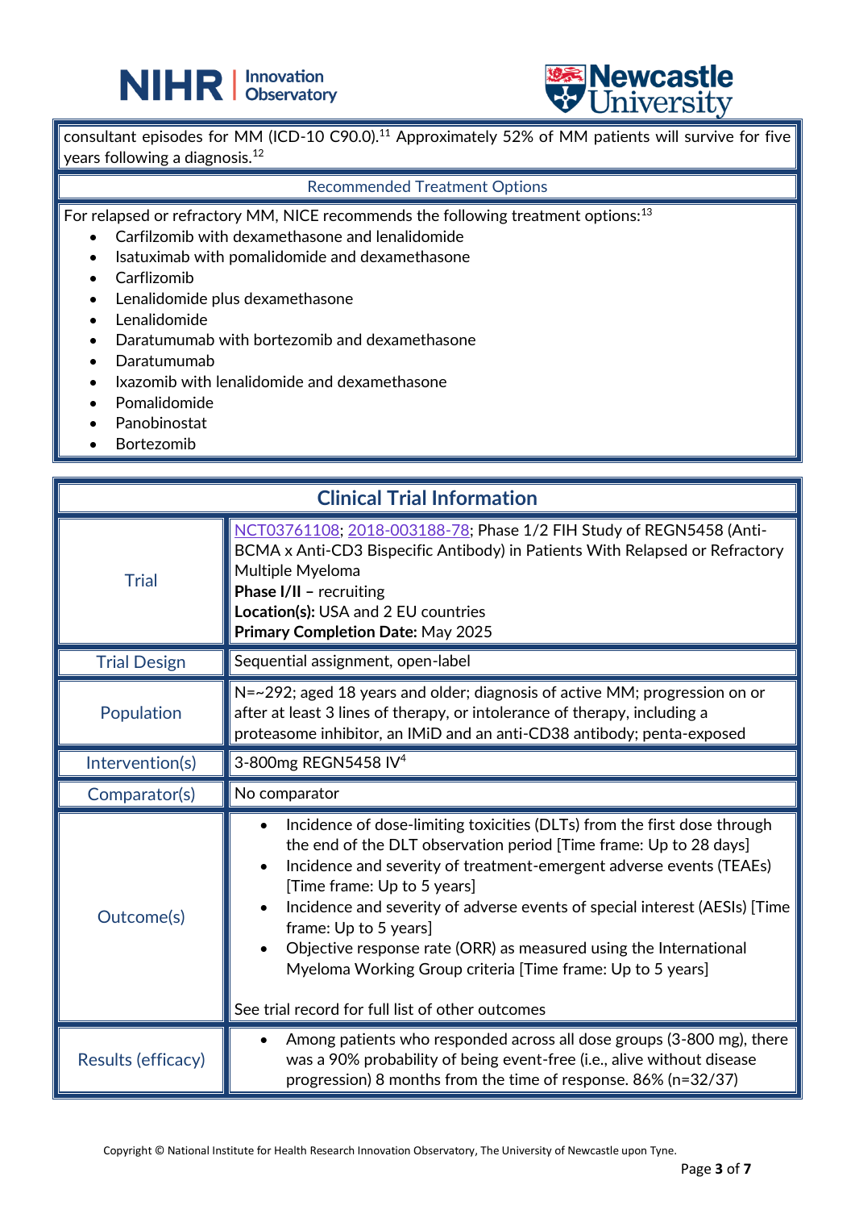consultant episodes for MM (ICD-10 C90.0).[11] Approximately 52% of MM patients will survive for five years following a diagnosis.[12]

## Recommended Treatment Options

For relapsed or refractory MM, NICE recommends the following treatment options:[13]

- Carfilzomib with dexamethasone and lenalidomide
- Isatuximab with pomalidomide and dexamethasone
- Carflizomib
- Lenalidomide plus dexamethasone
- Lenalidomide
- Daratumumab with bortezomib and dexamethasone
- Daratumumab
- Ixazomib with lenalidomide and dexamethasone
- Pomalidomide
- Panobinostat
- Bortezomib

## Clinical Trial Information

| | |
|---|---|
| Trial | NCT03761108; 2018-003188-78; Phase 1/2 FIH Study of REGN5458 (Anti-BCMA x Anti-CD3 Bispecific Antibody) in Patients With Relapsed or Refractory Multiple Myeloma<br>**Phase I/II –** recruiting<br>**Location(s):** USA and 2 EU countries<br>**Primary Completion Date:** May 2025 |
| Trial Design | Sequential assignment, open-label |
| Population | N=~292; aged 18 years and older; diagnosis of active MM; progression on or after at least 3 lines of therapy, or intolerance of therapy, including a proteasome inhibitor, an IMiD and an anti-CD38 antibody; penta-exposed |
| Intervention(s) | 3-800mg REGN5458 IV[4] |
| Comparator(s) | No comparator |
| Outcome(s) | • Incidence of dose-limiting toxicities (DLTs) from the first dose through the end of the DLT observation period [Time frame: Up to 28 days]<br>• Incidence and severity of treatment-emergent adverse events (TEAEs) [Time frame: Up to 5 years]<br>• Incidence and severity of adverse events of special interest (AESIs) [Time frame: Up to 5 years]<br>• Objective response rate (ORR) as measured using the International Myeloma Working Group criteria [Time frame: Up to 5 years]<br><br>See trial record for full list of other outcomes |
| Results (efficacy) | • Among patients who responded across all dose groups (3-800 mg), there was a 90% probability of being event-free (i.e., alive without disease progression) 8 months from the time of response. 86% (n=32/37) |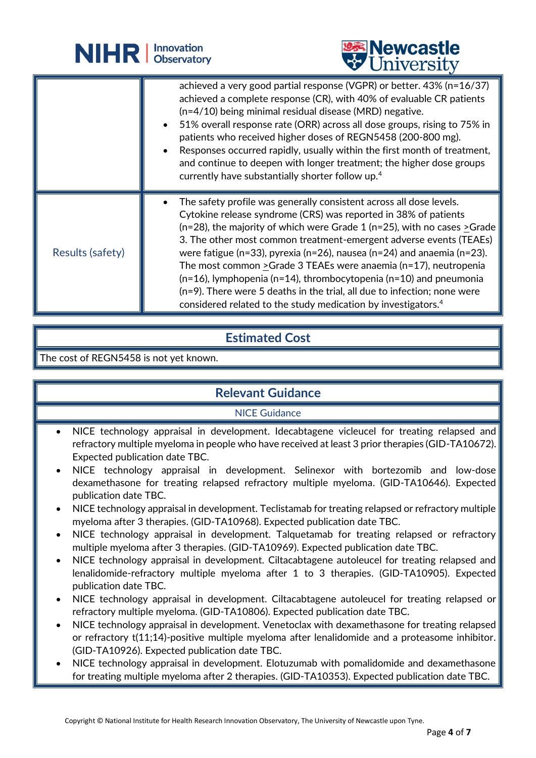| | |
|---|---|
| | achieved a very good partial response (VGPR) or better. 43% (n=16/37) achieved a complete response (CR), with 40% of evaluable CR patients (n=4/10) being minimal residual disease (MRD) negative. <br>• 51% overall response rate (ORR) across all dose groups, rising to 75% in patients who received higher doses of REGN5458 (200-800 mg). <br>• Responses occurred rapidly, usually within the first month of treatment, and continue to deepen with longer treatment; the higher dose groups currently have substantially shorter follow up.[4] |
| Results (safety) | • The safety profile was generally consistent across all dose levels. Cytokine release syndrome (CRS) was reported in 38% of patients (n=28), the majority of which were Grade 1 (n=25), with no cases ≥Grade 3. The other most common treatment-emergent adverse events (TEAEs) were fatigue (n=33), pyrexia (n=26), nausea (n=24) and anaemia (n=23). The most common ≥Grade 3 TEAEs were anaemia (n=17), neutropenia (n=16), lymphopenia (n=14), thrombocytopenia (n=10) and pneumonia (n=9). There were 5 deaths in the trial, all due to infection; none were considered related to the study medication by investigators.[4] |

## Estimated Cost

The cost of REGN5458 is not yet known.

## Relevant Guidance

### NICE Guidance

- NICE technology appraisal in development. Idecabtagene vicleucel for treating relapsed and refractory multiple myeloma in people who have received at least 3 prior therapies (GID-TA10672). Expected publication date TBC.
- NICE technology appraisal in development. Selinexor with bortezomib and low-dose dexamethasone for treating relapsed refractory multiple myeloma. (GID-TA10646). Expected publication date TBC.
- NICE technology appraisal in development. Teclistamab for treating relapsed or refractory multiple myeloma after 3 therapies. (GID-TA10968). Expected publication date TBC.
- NICE technology appraisal in development. Talquetamab for treating relapsed or refractory multiple myeloma after 3 therapies. (GID-TA10969). Expected publication date TBC.
- NICE technology appraisal in development. Ciltacabtagene autoleucel for treating relapsed and lenalidomide-refractory multiple myeloma after 1 to 3 therapies. (GID-TA10905). Expected publication date TBC.
- NICE technology appraisal in development. Ciltacabtagene autoleucel for treating relapsed or refractory multiple myeloma. (GID-TA10806). Expected publication date TBC.
- NICE technology appraisal in development. Venetoclax with dexamethasone for treating relapsed or refractory t(11;14)-positive multiple myeloma after lenalidomide and a proteasome inhibitor. (GID-TA10926). Expected publication date TBC.
- NICE technology appraisal in development. Elotuzumab with pomalidomide and dexamethasone for treating multiple myeloma after 2 therapies. (GID-TA10353). Expected publication date TBC.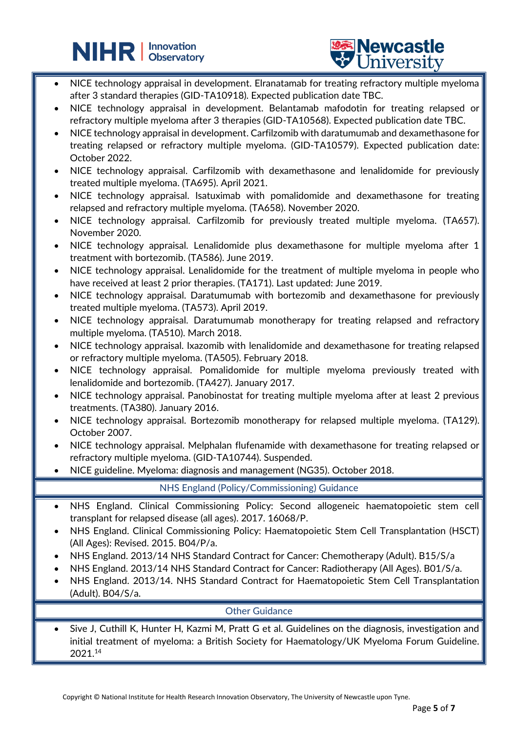- NICE technology appraisal in development. Elranatamab for treating refractory multiple myeloma after 3 standard therapies (GID-TA10918). Expected publication date TBC.
- NICE technology appraisal in development. Belantamab mafodotin for treating relapsed or refractory multiple myeloma after 3 therapies (GID-TA10568). Expected publication date TBC.
- NICE technology appraisal in development. Carfilzomib with daratumumab and dexamethasone for treating relapsed or refractory multiple myeloma. (GID-TA10579). Expected publication date: October 2022.
- NICE technology appraisal. Carfilzomib with dexamethasone and lenalidomide for previously treated multiple myeloma. (TA695). April 2021.
- NICE technology appraisal. Isatuximab with pomalidomide and dexamethasone for treating relapsed and refractory multiple myeloma. (TA658). November 2020.
- NICE technology appraisal. Carfilzomib for previously treated multiple myeloma. (TA657). November 2020.
- NICE technology appraisal. Lenalidomide plus dexamethasone for multiple myeloma after 1 treatment with bortezomib. (TA586). June 2019.
- NICE technology appraisal. Lenalidomide for the treatment of multiple myeloma in people who have received at least 2 prior therapies. (TA171). Last updated: June 2019.
- NICE technology appraisal. Daratumumab with bortezomib and dexamethasone for previously treated multiple myeloma. (TA573). April 2019.
- NICE technology appraisal. Daratumumab monotherapy for treating relapsed and refractory multiple myeloma. (TA510). March 2018.
- NICE technology appraisal. Ixazomib with lenalidomide and dexamethasone for treating relapsed or refractory multiple myeloma. (TA505). February 2018.
- NICE technology appraisal. Pomalidomide for multiple myeloma previously treated with lenalidomide and bortezomib. (TA427). January 2017.
- NICE technology appraisal. Panobinostat for treating multiple myeloma after at least 2 previous treatments. (TA380). January 2016.
- NICE technology appraisal. Bortezomib monotherapy for relapsed multiple myeloma. (TA129). October 2007.
- NICE technology appraisal. Melphalan flufenamide with dexamethasone for treating relapsed or refractory multiple myeloma. (GID-TA10744). Suspended.
- NICE guideline. Myeloma: diagnosis and management (NG35). October 2018.

## NHS England (Policy/Commissioning) Guidance

- NHS England. Clinical Commissioning Policy: Second allogeneic haematopoietic stem cell transplant for relapsed disease (all ages). 2017. 16068/P.
- NHS England. Clinical Commissioning Policy: Haematopoietic Stem Cell Transplantation (HSCT) (All Ages): Revised. 2015. B04/P/a.
- NHS England. 2013/14 NHS Standard Contract for Cancer: Chemotherapy (Adult). B15/S/a
- NHS England. 2013/14 NHS Standard Contract for Cancer: Radiotherapy (All Ages). B01/S/a.
- NHS England. 2013/14. NHS Standard Contract for Haematopoietic Stem Cell Transplantation (Adult). B04/S/a.

## Other Guidance

- Sive J, Cuthill K, Hunter H, Kazmi M, Pratt G et al. Guidelines on the diagnosis, investigation and initial treatment of myeloma: a British Society for Haematology/UK Myeloma Forum Guideline. 2021.[14]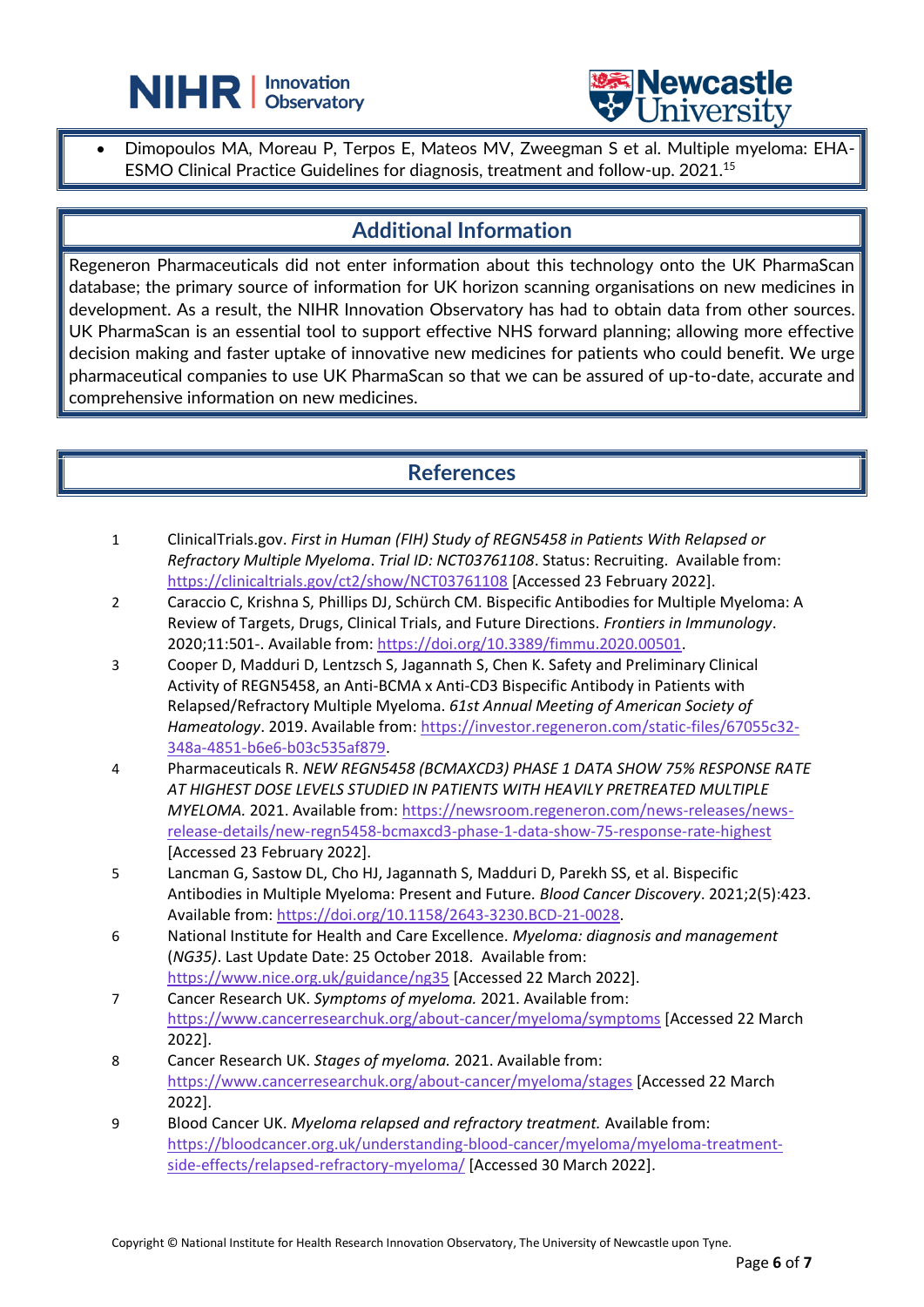- Dimopoulos MA, Moreau P, Terpos E, Mateos MV, Zweegman S et al. Multiple myeloma: EHA-ESMO Clinical Practice Guidelines for diagnosis, treatment and follow-up. 2021.[15]

## Additional Information

Regeneron Pharmaceuticals did not enter information about this technology onto the UK PharmaScan database; the primary source of information for UK horizon scanning organisations on new medicines in development. As a result, the NIHR Innovation Observatory has had to obtain data from other sources. UK PharmaScan is an essential tool to support effective NHS forward planning; allowing more effective decision making and faster uptake of innovative new medicines for patients who could benefit. We urge pharmaceutical companies to use UK PharmaScan so that we can be assured of up-to-date, accurate and comprehensive information on new medicines.

## References

1. ClinicalTrials.gov. *First in Human (FIH) Study of REGN5458 in Patients With Relapsed or Refractory Multiple Myeloma*. *Trial ID: NCT03761108*. Status: Recruiting. Available from: https://clinicaltrials.gov/ct2/show/NCT03761108 [Accessed 23 February 2022].
2. Caraccio C, Krishna S, Phillips DJ, Schürch CM. Bispecific Antibodies for Multiple Myeloma: A Review of Targets, Drugs, Clinical Trials, and Future Directions. *Frontiers in Immunology*. 2020;11:501-. Available from: https://doi.org/10.3389/fimmu.2020.00501.
3. Cooper D, Madduri D, Lentzsch S, Jagannath S, Chen K. Safety and Preliminary Clinical Activity of REGN5458, an Anti-BCMA x Anti-CD3 Bispecific Antibody in Patients with Relapsed/Refractory Multiple Myeloma. *61st Annual Meeting of American Society of Hameatology*. 2019. Available from: https://investor.regeneron.com/static-files/67055c32-348a-4851-b6e6-b03c535af879.
4. Pharmaceuticals R. *NEW REGN5458 (BCMAXCD3) PHASE 1 DATA SHOW 75% RESPONSE RATE AT HIGHEST DOSE LEVELS STUDIED IN PATIENTS WITH HEAVILY PRETREATED MULTIPLE MYELOMA.* 2021. Available from: https://newsroom.regeneron.com/news-releases/news-release-details/new-regn5458-bcmaxcd3-phase-1-data-show-75-response-rate-highest [Accessed 23 February 2022].
5. Lancman G, Sastow DL, Cho HJ, Jagannath S, Madduri D, Parekh SS, et al. Bispecific Antibodies in Multiple Myeloma: Present and Future. *Blood Cancer Discovery*. 2021;2(5):423. Available from: https://doi.org/10.1158/2643-3230.BCD-21-0028.
6. National Institute for Health and Care Excellence. *Myeloma: diagnosis and management* (*NG35)*. Last Update Date: 25 October 2018. Available from: https://www.nice.org.uk/guidance/ng35 [Accessed 22 March 2022].
7. Cancer Research UK. *Symptoms of myeloma.* 2021. Available from: https://www.cancerresearchuk.org/about-cancer/myeloma/symptoms [Accessed 22 March 2022].
8. Cancer Research UK. *Stages of myeloma.* 2021. Available from: https://www.cancerresearchuk.org/about-cancer/myeloma/stages [Accessed 22 March 2022].
9. Blood Cancer UK. *Myeloma relapsed and refractory treatment.* Available from: https://bloodcancer.org.uk/understanding-blood-cancer/myeloma/myeloma-treatment-side-effects/relapsed-refractory-myeloma/ [Accessed 30 March 2022].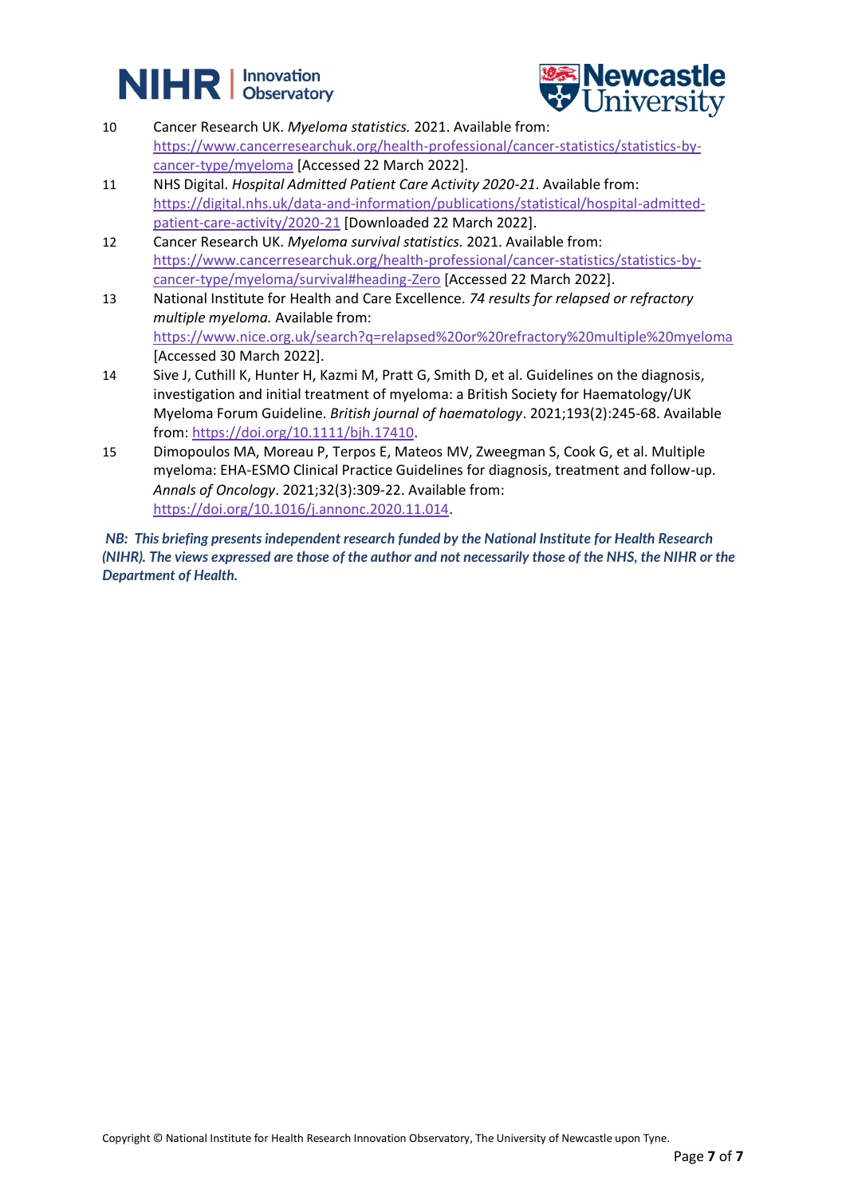10. Cancer Research UK. *Myeloma statistics.* 2021. Available from: https://www.cancerresearchuk.org/health-professional/cancer-statistics/statistics-by-cancer-type/myeloma [Accessed 22 March 2022].
11. NHS Digital. *Hospital Admitted Patient Care Activity 2020-21*. Available from: https://digital.nhs.uk/data-and-information/publications/statistical/hospital-admitted-patient-care-activity/2020-21 [Downloaded 22 March 2022].
12. Cancer Research UK. *Myeloma survival statistics.* 2021. Available from: https://www.cancerresearchuk.org/health-professional/cancer-statistics/statistics-by-cancer-type/myeloma/survival#heading-Zero [Accessed 22 March 2022].
13. National Institute for Health and Care Excellence. *74 results for relapsed or refractory multiple myeloma.* Available from: https://www.nice.org.uk/search?q=relapsed%20or%20refractory%20multiple%20myeloma [Accessed 30 March 2022].
14. Sive J, Cuthill K, Hunter H, Kazmi M, Pratt G, Smith D, et al. Guidelines on the diagnosis, investigation and initial treatment of myeloma: a British Society for Haematology/UK Myeloma Forum Guideline. *British journal of haematology*. 2021;193(2):245-68. Available from: https://doi.org/10.1111/bjh.17410.
15. Dimopoulos MA, Moreau P, Terpos E, Mateos MV, Zweegman S, Cook G, et al. Multiple myeloma: EHA-ESMO Clinical Practice Guidelines for diagnosis, treatment and follow-up. *Annals of Oncology*. 2021;32(3):309-22. Available from: https://doi.org/10.1016/j.annonc.2020.11.014.

***NB: This briefing presents independent research funded by the National Institute for Health Research (NIHR). The views expressed are those of the author and not necessarily those of the NHS, the NIHR or the Department of Health.***

Copyright © National Institute for Health Research Innovation Observatory, The University of Newcastle upon Tyne.